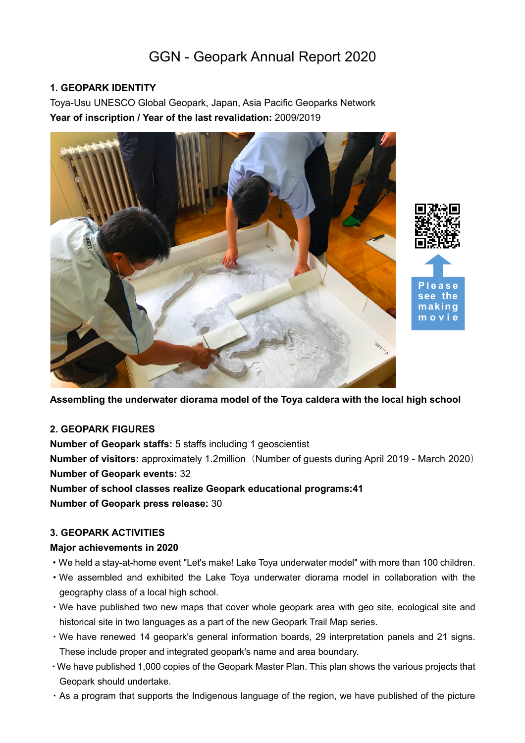# GGN - Geopark Annual Report 2020

## 1. GEOPARK IDENTITY

Toya-Usu UNESCO Global Geopark, Japan, Asia Pacific Geoparks Network

**Year of inscription / Year of the last revalidation:** 2009/2019

Please see the making movie

**Assembling the underwater diorama model of the Toya caldera with the local high school**

## 2. GEOPARK FIGURES

**Number of Geopark staffs:** 5 staffs including 1 geoscientist

**Number of visitors:** approximately 1.2million（Number of guests during April 2019 - March 2020）

**Number of Geopark events:** 32

**Number of school classes realize Geopark educational programs:41**

**Number of Geopark press release:** 30

## 3. GEOPARK ACTIVITIES

### Major achievements in 2020

- We held a stay-at-home event "Let's make! Lake Toya underwater model" with more than 100 children.
- We assembled and exhibited the Lake Toya underwater diorama model in collaboration with the geography class of a local high school.
- We have published two new maps that cover whole geopark area with geo site, ecological site and historical site in two languages as a part of the new Geopark Trail Map series.
- We have renewed 14 geopark's general information boards, 29 interpretation panels and 21 signs. These include proper and integrated geopark's name and area boundary.
- We have published 1,000 copies of the Geopark Master Plan. This plan shows the various projects that Geopark should undertake.
- As a program that supports the Indigenous language of the region, we have published of the picture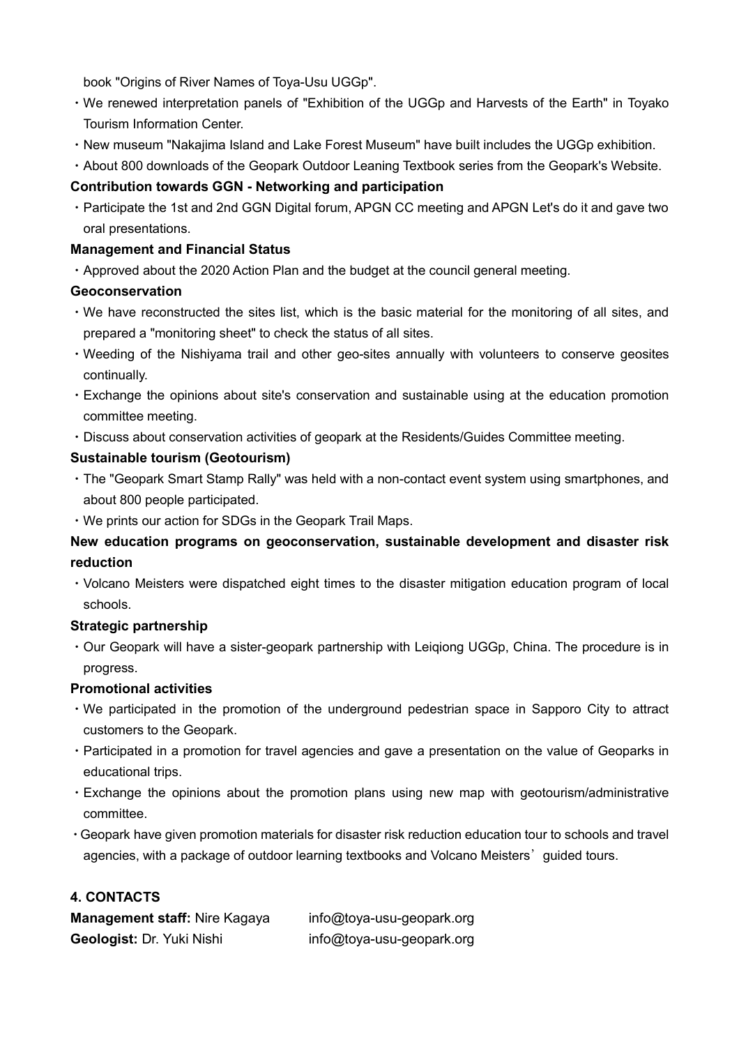book "Origins of River Names of Toya-Usu UGGp".

- We renewed interpretation panels of "Exhibition of the UGGp and Harvests of the Earth" in Toyako Tourism Information Center.
- New museum "Nakajima Island and Lake Forest Museum" have built includes the UGGp exhibition.
- About 800 downloads of the Geopark Outdoor Leaning Textbook series from the Geopark's Website.

**Contribution towards GGN - Networking and participation**

- Participate the 1st and 2nd GGN Digital forum, APGN CC meeting and APGN Let's do it and gave two oral presentations.

**Management and Financial Status**

- Approved about the 2020 Action Plan and the budget at the council general meeting.

**Geoconservation**

- We have reconstructed the sites list, which is the basic material for the monitoring of all sites, and prepared a "monitoring sheet" to check the status of all sites.
- Weeding of the Nishiyama trail and other geo-sites annually with volunteers to conserve geosites continually.
- Exchange the opinions about site's conservation and sustainable using at the education promotion committee meeting.
- Discuss about conservation activities of geopark at the Residents/Guides Committee meeting.

**Sustainable tourism (Geotourism)**

- The "Geopark Smart Stamp Rally" was held with a non-contact event system using smartphones, and about 800 people participated.
- We prints our action for SDGs in the Geopark Trail Maps.

**New education programs on geoconservation, sustainable development and disaster risk reduction**

- Volcano Meisters were dispatched eight times to the disaster mitigation education program of local schools.

**Strategic partnership**

- Our Geopark will have a sister-geopark partnership with Leiqiong UGGp, China. The procedure is in progress.

**Promotional activities**

- We participated in the promotion of the underground pedestrian space in Sapporo City to attract customers to the Geopark.
- Participated in a promotion for travel agencies and gave a presentation on the value of Geoparks in educational trips.
- Exchange the opinions about the promotion plans using new map with geotourism/administrative committee.
- Geopark have given promotion materials for disaster risk reduction education tour to schools and travel agencies, with a package of outdoor learning textbooks and Volcano Meisters' guided tours.

## 4. CONTACTS

**Management staff:** Nire Kagaya info@toya-usu-geopark.org

**Geologist:** Dr. Yuki Nishi info@toya-usu-geopark.org